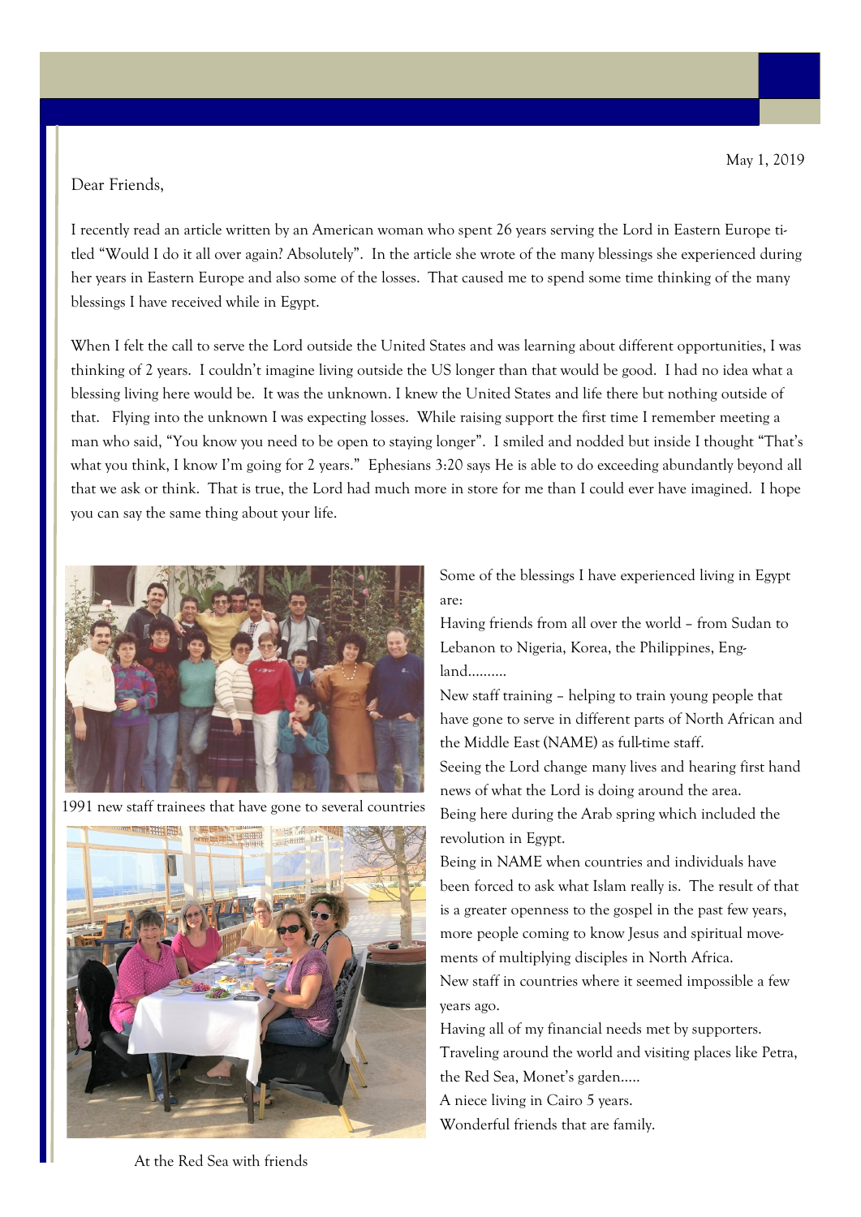May 1, 2019

Dear Friends,

I recently read an article written by an American woman who spent 26 years serving the Lord in Eastern Europe titled "Would I do it all over again? Absolutely". In the article she wrote of the many blessings she experienced during her years in Eastern Europe and also some of the losses. That caused me to spend some time thinking of the many blessings I have received while in Egypt.

When I felt the call to serve the Lord outside the United States and was learning about different opportunities, I was thinking of 2 years. I couldn't imagine living outside the US longer than that would be good. I had no idea what a blessing living here would be. It was the unknown. I knew the United States and life there but nothing outside of that. Flying into the unknown I was expecting losses. While raising support the first time I remember meeting a man who said, "You know you need to be open to staying longer". I smiled and nodded but inside I thought "That's what you think, I know I'm going for 2 years." Ephesians 3:20 says He is able to do exceeding abundantly beyond all that we ask or think. That is true, the Lord had much more in store for me than I could ever have imagined. I hope you can say the same thing about your life.

1991 new staff trainees that have gone to several countries

At the Red Sea with friends

Some of the blessings I have experienced living in Egypt are:

Having friends from all over the world – from Sudan to Lebanon to Nigeria, Korea, the Philippines, England..........

New staff training – helping to train young people that have gone to serve in different parts of North African and the Middle East (NAME) as full-time staff.

Seeing the Lord change many lives and hearing first hand news of what the Lord is doing around the area.

Being here during the Arab spring which included the revolution in Egypt.

Being in NAME when countries and individuals have been forced to ask what Islam really is. The result of that is a greater openness to the gospel in the past few years, more people coming to know Jesus and spiritual movements of multiplying disciples in North Africa.

New staff in countries where it seemed impossible a few years ago.

Having all of my financial needs met by supporters.

Traveling around the world and visiting places like Petra, the Red Sea, Monet's garden.....

A niece living in Cairo 5 years.

Wonderful friends that are family.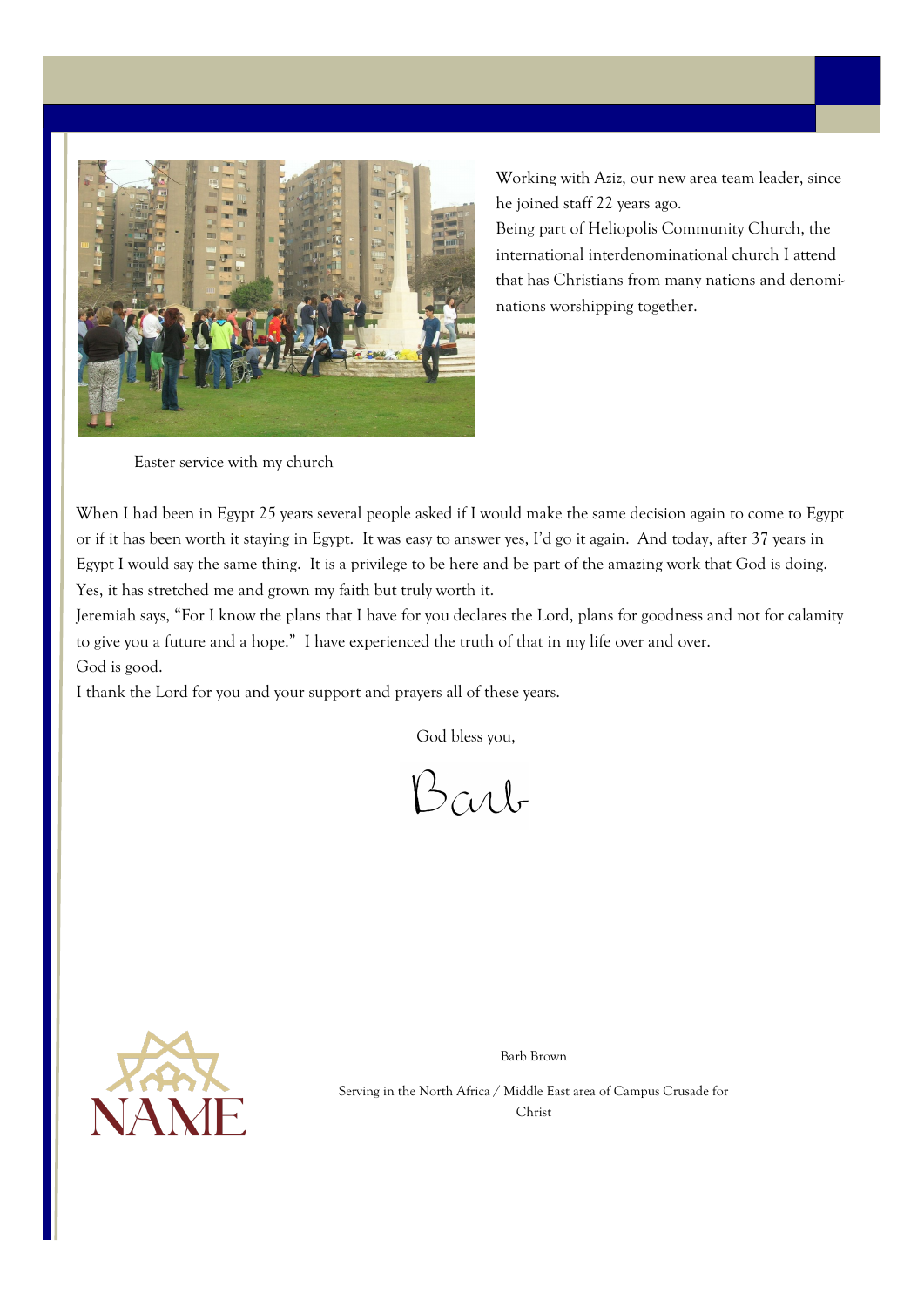Working with Aziz, our new area team leader, since he joined staff 22 years ago.

Being part of Heliopolis Community Church, the international interdenominational church I attend that has Christians from many nations and denominations worshipping together.

Easter service with my church

When I had been in Egypt 25 years several people asked if I would make the same decision again to come to Egypt or if it has been worth it staying in Egypt. It was easy to answer yes, I'd go it again. And today, after 37 years in Egypt I would say the same thing. It is a privilege to be here and be part of the amazing work that God is doing. Yes, it has stretched me and grown my faith but truly worth it.

Jeremiah says, "For I know the plans that I have for you declares the Lord, plans for goodness and not for calamity to give you a future and a hope." I have experienced the truth of that in my life over and over.

God is good.

I thank the Lord for you and your support and prayers all of these years.

God bless you,

Barb

NAME

Barb Brown

Serving in the North Africa / Middle East area of Campus Crusade for Christ